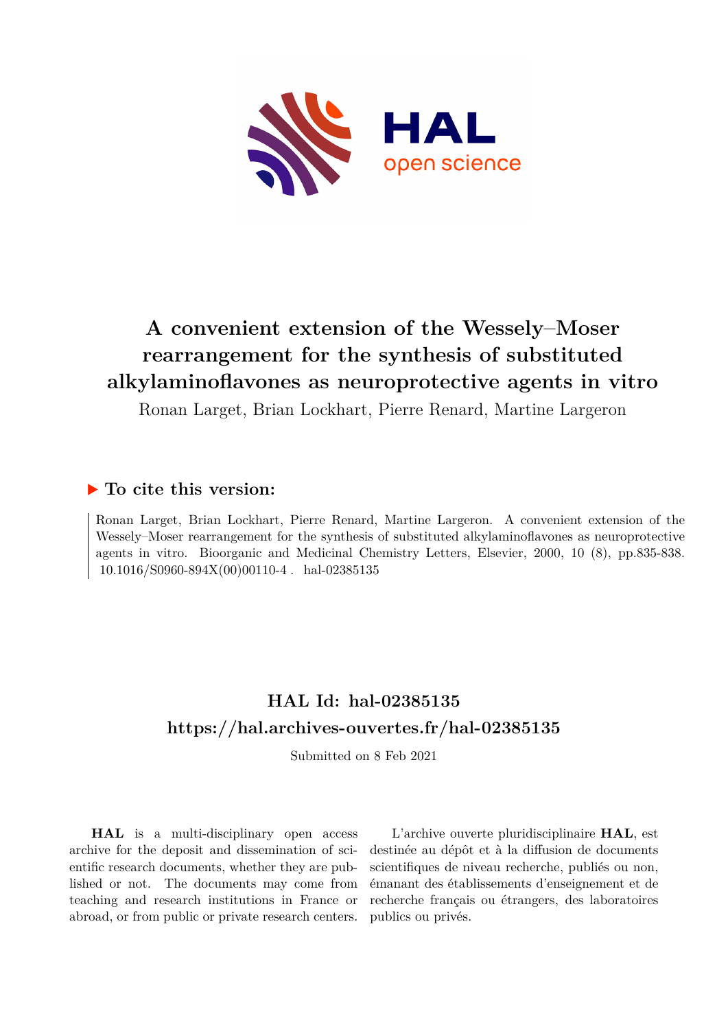# A convenient extension of the Wessely–Moser rearrangement for the synthesis of substituted alkylaminoflavones as neuroprotective agents in vitro

Ronan Larget, Brian Lockhart, Pierre Renard, Martine Largeron

## ▶ To cite this version:

Ronan Larget, Brian Lockhart, Pierre Renard, Martine Largeron. A convenient extension of the Wessely–Moser rearrangement for the synthesis of substituted alkylaminoflavones as neuroprotective agents in vitro. Bioorganic and Medicinal Chemistry Letters, Elsevier, 2000, 10 (8), pp.835-838. 10.1016/S0960-894X(00)00110-4 . hal-02385135

## HAL Id: hal-02385135

## https://hal.archives-ouvertes.fr/hal-02385135

Submitted on 8 Feb 2021

**HAL** is a multi-disciplinary open access archive for the deposit and dissemination of scientific research documents, whether they are published or not. The documents may come from teaching and research institutions in France or abroad, or from public or private research centers.

L'archive ouverte pluridisciplinaire **HAL**, est destinée au dépôt et à la diffusion de documents scientifiques de niveau recherche, publiés ou non, émanant des établissements d'enseignement et de recherche français ou étrangers, des laboratoires publics ou privés.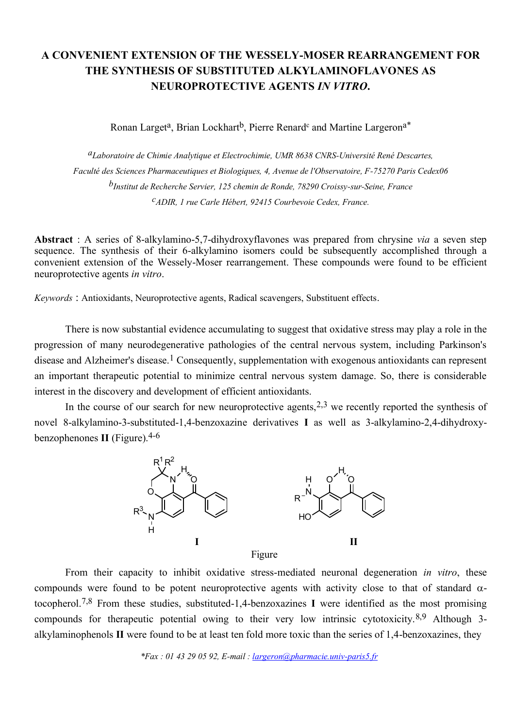# A CONVENIENT EXTENSION OF THE WESSELY-MOSER REARRANGEMENT FOR THE SYNTHESIS OF SUBSTITUTED ALKYLAMINOFLAVONES AS NEUROPROTECTIVE AGENTS *IN VITRO*.

Ronan Larget[a], Brian Lockhart[b], Pierre Renard[c] and Martine Largeron[a*]

[a]*Laboratoire de Chimie Analytique et Electrochimie, UMR 8638 CNRS-Université René Descartes, Faculté des Sciences Pharmaceutiques et Biologiques, 4, Avenue de l'Observatoire, F-75270 Paris Cedex06*

[b]*Institut de Recherche Servier, 125 chemin de Ronde, 78290 Croissy-sur-Seine, France*

[c]*ADIR, 1 rue Carle Hébert, 92415 Courbevoie Cedex, France.*

**Abstract** : A series of 8-alkylamino-5,7-dihydroxyflavones was prepared from chrysine *via* a seven step sequence. The synthesis of their 6-alkylamino isomers could be subsequently accomplished through a convenient extension of the Wessely-Moser rearrangement. These compounds were found to be efficient neuroprotective agents *in vitro*.

*Keywords* : Antioxidants, Neuroprotective agents, Radical scavengers, Substituent effects.

There is now substantial evidence accumulating to suggest that oxidative stress may play a role in the progression of many neurodegenerative pathologies of the central nervous system, including Parkinson's disease and Alzheimer's disease.[1] Consequently, supplementation with exogenous antioxidants can represent an important therapeutic potential to minimize central nervous system damage. So, there is considerable interest in the discovery and development of efficient antioxidants.

In the course of our search for new neuroprotective agents,[2,3] we recently reported the synthesis of novel 8-alkylamino-3-substituted-1,4-benzoxazine derivatives **I** as well as 3-alkylamino-2,4-dihydroxy-benzophenones **II** (Figure).[4-6]

Figure

From their capacity to inhibit oxidative stress-mediated neuronal degeneration *in vitro*, these compounds were found to be potent neuroprotective agents with activity close to that of standard α-tocopherol.[7,8] From these studies, substituted-1,4-benzoxazines **I** were identified as the most promising compounds for therapeutic potential owing to their very low intrinsic cytotoxicity.[8,9] Although 3-alkylaminophenols **II** were found to be at least ten fold more toxic than the series of 1,4-benzoxazines, they

*Fax : 01 43 29 05 92, E-mail : largeron@pharmacie.univ-paris5.fr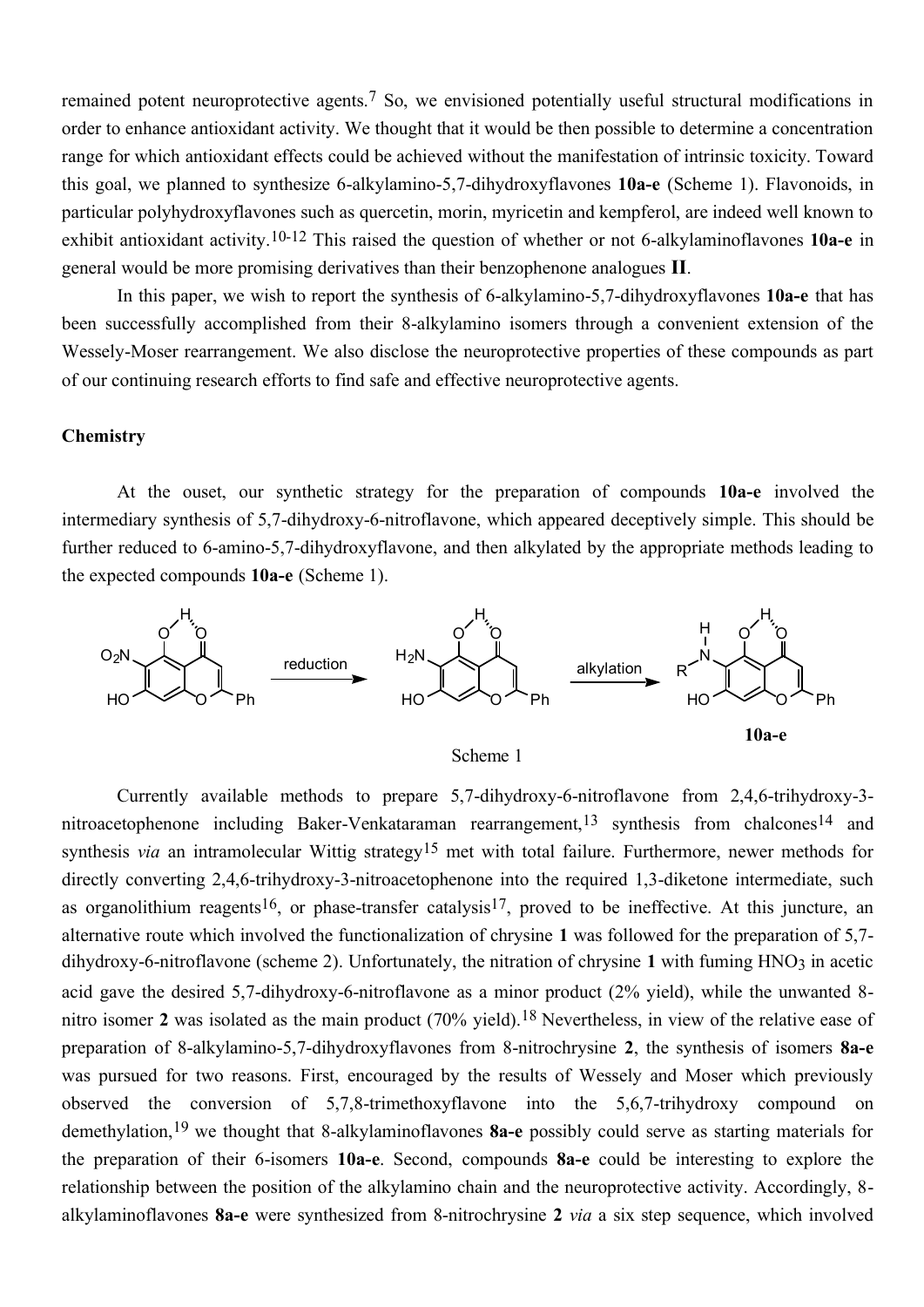remained potent neuroprotective agents.[7] So, we envisioned potentially useful structural modifications in order to enhance antioxidant activity. We thought that it would be then possible to determine a concentration range for which antioxidant effects could be achieved without the manifestation of intrinsic toxicity. Toward this goal, we planned to synthesize 6-alkylamino-5,7-dihydroxyflavones **10a-e** (Scheme 1). Flavonoids, in particular polyhydroxyflavones such as quercetin, morin, myricetin and kempferol, are indeed well known to exhibit antioxidant activity.[10-12] This raised the question of whether or not 6-alkylaminoflavones **10a-e** in general would be more promising derivatives than their benzophenone analogues **II**.

In this paper, we wish to report the synthesis of 6-alkylamino-5,7-dihydroxyflavones **10a-e** that has been successfully accomplished from their 8-alkylamino isomers through a convenient extension of the Wessely-Moser rearrangement. We also disclose the neuroprotective properties of these compounds as part of our continuing research efforts to find safe and effective neuroprotective agents.

## Chemistry

At the ouset, our synthetic strategy for the preparation of compounds **10a-e** involved the intermediary synthesis of 5,7-dihydroxy-6-nitroflavone, which appeared deceptively simple. This should be further reduced to 6-amino-5,7-dihydroxyflavone, and then alkylated by the appropriate methods leading to the expected compounds **10a-e** (Scheme 1).

Scheme 1

Currently available methods to prepare 5,7-dihydroxy-6-nitroflavone from 2,4,6-trihydroxy-3-nitroacetophenone including Baker-Venkataraman rearrangement,[13] synthesis from chalcones[14] and synthesis *via* an intramolecular Wittig strategy[15] met with total failure. Furthermore, newer methods for directly converting 2,4,6-trihydroxy-3-nitroacetophenone into the required 1,3-diketone intermediate, such as organolithium reagents[16], or phase-transfer catalysis[17], proved to be ineffective. At this juncture, an alternative route which involved the functionalization of chrysine **1** was followed for the preparation of 5,7-dihydroxy-6-nitroflavone (scheme 2). Unfortunately, the nitration of chrysine **1** with fuming $HNO_3$ in acetic acid gave the desired 5,7-dihydroxy-6-nitroflavone as a minor product (2% yield), while the unwanted 8-nitro isomer **2** was isolated as the main product (70% yield).[18] Nevertheless, in view of the relative ease of preparation of 8-alkylamino-5,7-dihydroxyflavones from 8-nitrochrysine **2**, the synthesis of isomers **8a-e** was pursued for two reasons. First, encouraged by the results of Wessely and Moser which previously observed the conversion of 5,7,8-trimethoxyflavone into the 5,6,7-trihydroxy compound on demethylation,[19] we thought that 8-alkylaminoflavones **8a-e** possibly could serve as starting materials for the preparation of their 6-isomers **10a-e**. Second, compounds **8a-e** could be interesting to explore the relationship between the position of the alkylamino chain and the neuroprotective activity. Accordingly, 8-alkylaminoflavones **8a-e** were synthesized from 8-nitrochrysine **2** *via* a six step sequence, which involved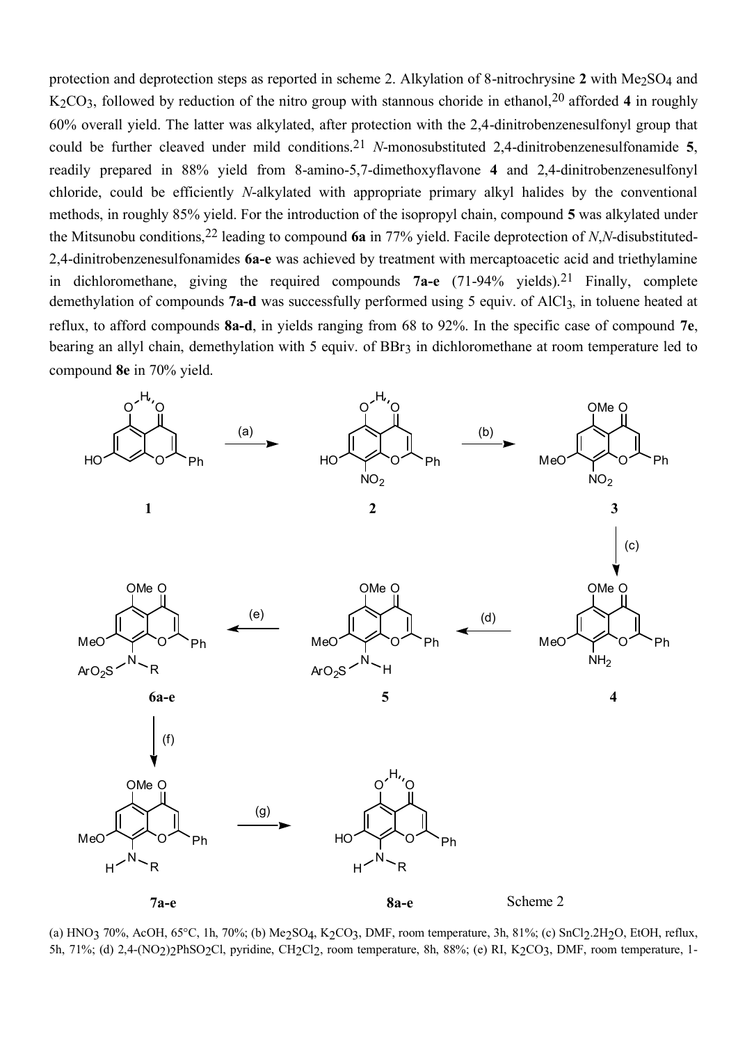protection and deprotection steps as reported in scheme 2. Alkylation of 8-nitrochrysine **2** with $Me_2SO_4$ and $K_2CO_3$, followed by reduction of the nitro group with stannous choride in ethanol,[20] afforded **4** in roughly 60% overall yield. The latter was alkylated, after protection with the 2,4-dinitrobenzenesulfonyl group that could be further cleaved under mild conditions.[21] *N*-monosubstituted 2,4-dinitrobenzenesulfonamide **5**, readily prepared in 88% yield from 8-amino-5,7-dimethoxyflavone **4** and 2,4-dinitrobenzenesulfonyl chloride, could be efficiently *N*-alkylated with appropriate primary alkyl halides by the conventional methods, in roughly 85% yield. For the introduction of the isopropyl chain, compound **5** was alkylated under the Mitsunobu conditions,[22] leading to compound **6a** in 77% yield. Facile deprotection of *N*,*N*-disubstituted-2,4-dinitrobenzenesulfonamides **6a-e** was achieved by treatment with mercaptoacetic acid and triethylamine in dichloromethane, giving the required compounds **7a-e** (71-94% yields).[21] Finally, complete demethylation of compounds **7a-d** was successfully performed using 5 equiv. of $AlCl_3$, in toluene heated at reflux, to afford compounds **8a-d**, in yields ranging from 68 to 92%. In the specific case of compound **7e**, bearing an allyl chain, demethylation with 5 equiv. of $BBr_3$ in dichloromethane at room temperature led to compound **8e** in 70% yield.

Scheme 2

(a) $HNO_3$ 70%, AcOH, 65°C, 1h, 70%; (b) $Me_2SO_4$, $K_2CO_3$, DMF, room temperature, 3h, 81%; (c) $SnCl_2.2H_2O$, EtOH, reflux, 5h, 71%; (d) 2,4-$(NO_2)_2PhSO_2Cl$, pyridine, $CH_2Cl_2$, room temperature, 8h, 88%; (e) RI, $K_2CO_3$, DMF, room temperature, 1-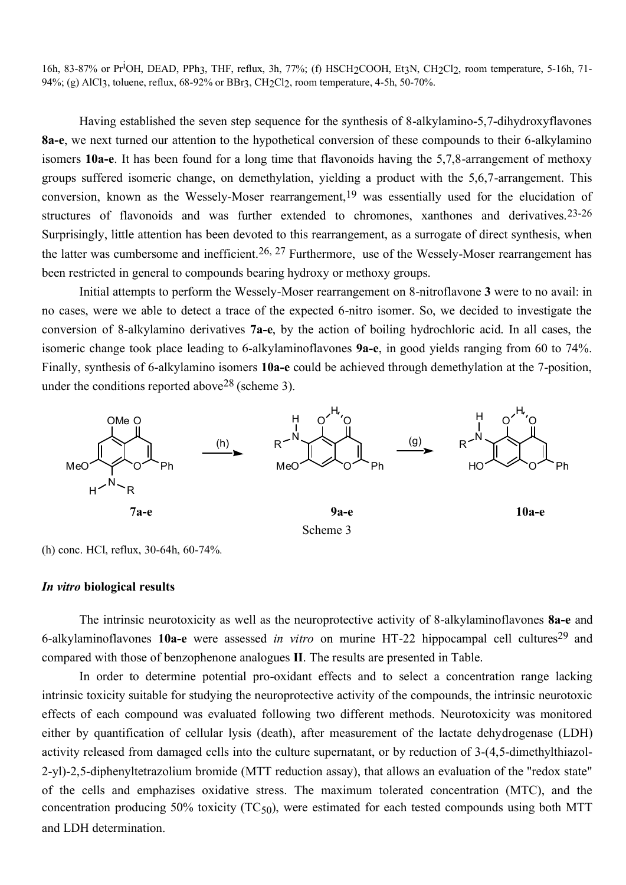16h, 83-87% or Pr$^i$OH, DEAD, PPh$_3$, THF, reflux, 3h, 77%; (f) HSCH$_2$COOH, Et$_3$N, CH$_2$Cl$_2$, room temperature, 5-16h, 71-94%; (g) AlCl$_3$, toluene, reflux, 68-92% or BBr$_3$, CH$_2$Cl$_2$, room temperature, 4-5h, 50-70%.

Having established the seven step sequence for the synthesis of 8-alkylamino-5,7-dihydroxyflavones **8a-e**, we next turned our attention to the hypothetical conversion of these compounds to their 6-alkylamino isomers **10a-e**. It has been found for a long time that flavonoids having the 5,7,8-arrangement of methoxy groups suffered isomeric change, on demethylation, yielding a product with the 5,6,7-arrangement. This conversion, known as the Wessely-Moser rearrangement,[19] was essentially used for the elucidation of structures of flavonoids and was further extended to chromones, xanthones and derivatives.[23-26] Surprisingly, little attention has been devoted to this rearrangement, as a surrogate of direct synthesis, when the latter was cumbersome and inefficient.[26, 27] Furthermore, use of the Wessely-Moser rearrangement has been restricted in general to compounds bearing hydroxy or methoxy groups.

Initial attempts to perform the Wessely-Moser rearrangement on 8-nitroflavone **3** were to no avail: in no cases, were we able to detect a trace of the expected 6-nitro isomer. So, we decided to investigate the conversion of 8-alkylamino derivatives **7a-e**, by the action of boiling hydrochloric acid. In all cases, the isomeric change took place leading to 6-alkylaminoflavones **9a-e**, in good yields ranging from 60 to 74%. Finally, synthesis of 6-alkylamino isomers **10a-e** could be achieved through demethylation at the 7-position, under the conditions reported above[28] (scheme 3).

**7a-e** —(h)→ **9a-e** —(g)→ **10a-e**

Scheme 3

(h) conc. HCl, reflux, 30-64h, 60-74%.

### *In vitro* biological results

The intrinsic neurotoxicity as well as the neuroprotective activity of 8-alkylaminoflavones **8a-e** and 6-alkylaminoflavones **10a-e** were assessed *in vitro* on murine HT-22 hippocampal cell cultures[29] and compared with those of benzophenone analogues **II**. The results are presented in Table.

In order to determine potential pro-oxidant effects and to select a concentration range lacking intrinsic toxicity suitable for studying the neuroprotective activity of the compounds, the intrinsic neurotoxic effects of each compound was evaluated following two different methods. Neurotoxicity was monitored either by quantification of cellular lysis (death), after measurement of the lactate dehydrogenase (LDH) activity released from damaged cells into the culture supernatant, or by reduction of 3-(4,5-dimethylthiazol-2-yl)-2,5-diphenyltetrazolium bromide (MTT reduction assay), that allows an evaluation of the "redox state" of the cells and emphasizes oxidative stress. The maximum tolerated concentration (MTC), and the concentration producing 50% toxicity (TC$_{50}$), were estimated for each tested compounds using both MTT and LDH determination.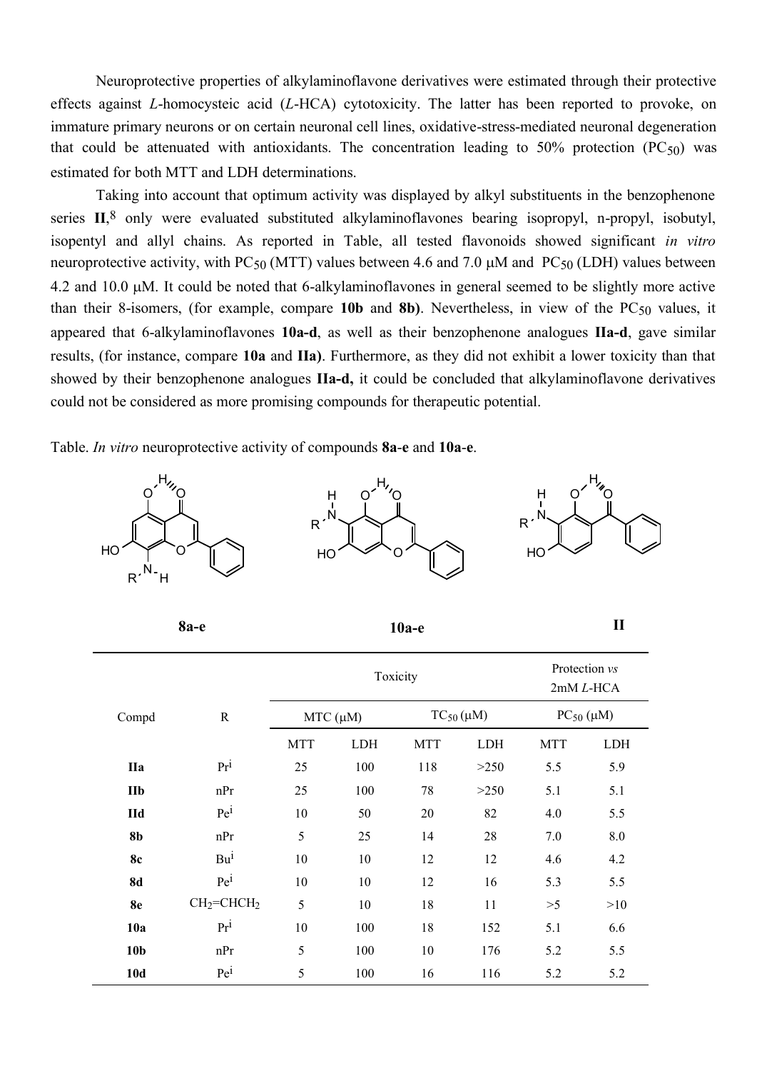Neuroprotective properties of alkylaminoflavone derivatives were estimated through their protective effects against *L*-homocysteic acid (*L*-HCA) cytotoxicity. The latter has been reported to provoke, on immature primary neurons or on certain neuronal cell lines, oxidative-stress-mediated neuronal degeneration that could be attenuated with antioxidants. The concentration leading to 50% protection ($PC_{50}$) was estimated for both MTT and LDH determinations.

Taking into account that optimum activity was displayed by alkyl substituents in the benzophenone series **II**,[8] only were evaluated substituted alkylaminoflavones bearing isopropyl, n-propyl, isobutyl, isopentyl and allyl chains. As reported in Table, all tested flavonoids showed significant *in vitro* neuroprotective activity, with $PC_{50}$ (MTT) values between 4.6 and 7.0 μM and $PC_{50}$ (LDH) values between 4.2 and 10.0 μM. It could be noted that 6-alkylaminoflavones in general seemed to be slightly more active than their 8-isomers, (for example, compare **10b** and **8b)**. Nevertheless, in view of the $PC_{50}$ values, it appeared that 6-alkylaminoflavones **10a-d**, as well as their benzophenone analogues **IIa-d**, gave similar results, (for instance, compare **10a** and **IIa)**. Furthermore, as they did not exhibit a lower toxicity than that showed by their benzophenone analogues **IIa-d,** it could be concluded that alkylaminoflavone derivatives could not be considered as more promising compounds for therapeutic potential.

Table. *In vitro* neuroprotective activity of compounds **8a**-**e** and **10a**-**e**.

**8a-e** **10a-e** **II**

| Compd | R | Toxicity | | | | Protection *vs* 2mM *L*-HCA | |
|---|---|---|---|---|---|---|---|
| | | MTC (μM) | | $TC_{50}$ (μM) | | $PC_{50}$ (μM) | |
| | | MTT | LDH | MTT | LDH | MTT | LDH |
| **IIa** | $Pr^i$ | 25 | 100 | 118 | >250 | 5.5 | 5.9 |
| **IIb** | nPr | 25 | 100 | 78 | >250 | 5.1 | 5.1 |
| **IId** | $Pe^i$ | 10 | 50 | 20 | 82 | 4.0 | 5.5 |
| **8b** | nPr | 5 | 25 | 14 | 28 | 7.0 | 8.0 |
| **8c** | $Bu^i$ | 10 | 10 | 12 | 12 | 4.6 | 4.2 |
| **8d** | $Pe^i$ | 10 | 10 | 12 | 16 | 5.3 | 5.5 |
| **8e** | $CH_2$=$CHCH_2$ | 5 | 10 | 18 | 11 | >5 | >10 |
| **10a** | $Pr^i$ | 10 | 100 | 18 | 152 | 5.1 | 6.6 |
| **10b** | nPr | 5 | 100 | 10 | 176 | 5.2 | 5.5 |
| **10d** | $Pe^i$ | 5 | 100 | 16 | 116 | 5.2 | 5.2 |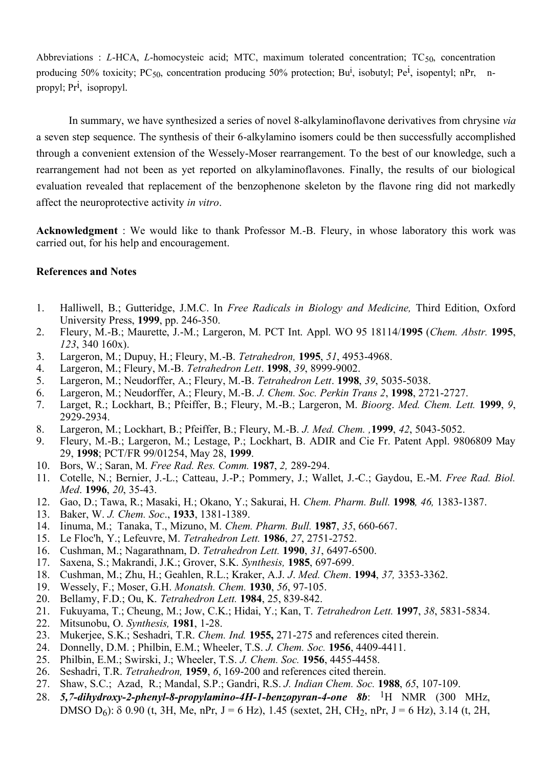Abbreviations : *L*-HCA, *L*-homocysteic acid; MTC, maximum tolerated concentration; $TC_{50}$, concentration producing 50% toxicity; $PC_{50}$, concentration producing 50% protection; $Bu^i$, isobutyl; $Pe^i$, isopentyl; nPr, n-propyl; $Pr^i$, isopropyl.

In summary, we have synthesized a series of novel 8-alkylaminoflavone derivatives from chrysine *via* a seven step sequence. The synthesis of their 6-alkylamino isomers could be then successfully accomplished through a convenient extension of the Wessely-Moser rearrangement. To the best of our knowledge, such a rearrangement had not been as yet reported on alkylaminoflavones. Finally, the results of our biological evaluation revealed that replacement of the benzophenone skeleton by the flavone ring did not markedly affect the neuroprotective activity *in vitro*.

**Acknowledgment** : We would like to thank Professor M.-B. Fleury, in whose laboratory this work was carried out, for his help and encouragement.

**References and Notes**

1. Halliwell, B.; Gutteridge, J.M.C. In *Free Radicals in Biology and Medicine,* Third Edition, Oxford University Press, **1999**, pp. 246-350.
2. Fleury, M.-B.; Maurette, J.-M.; Largeron, M. PCT Int. Appl. WO 95 18114/**1995** (*Chem. Abstr.* **1995**, *123*, 340 160x).
3. Largeron, M.; Dupuy, H.; Fleury, M.-B. *Tetrahedron,* **1995**, *51*, 4953-4968.
4. Largeron, M.; Fleury, M.-B. *Tetrahedron Lett*. **1998**, *39*, 8999-9002.
5. Largeron, M.; Neudorffer, A.; Fleury, M.-B. *Tetrahedron Lett*. **1998**, *39*, 5035-5038.
6. Largeron, M.; Neudorffer, A.; Fleury, M.-B. *J. Chem. Soc. Perkin Trans 2*, **1998**, 2721-2727.
7. Larget, R.; Lockhart, B.; Pfeiffer, B.; Fleury, M.-B.; Largeron, M. *Bioorg*. *Med. Chem. Lett.* **1999**, *9*, 2929-2934.
8. Largeron, M.; Lockhart, B.; Pfeiffer, B.; Fleury, M.-B. *J. Med. Chem. ,***1999**, *42*, 5043-5052.
9. Fleury, M.-B.; Largeron, M.; Lestage, P.; Lockhart, B. ADIR and Cie Fr. Patent Appl. 9806809 May 29, **1998**; PCT/FR 99/01254, May 28, **1999**.
10. Bors, W.; Saran, M. *Free Rad. Res. Comm.* **1987**, *2,* 289-294.
11. Cotelle, N.; Bernier, J.-L.; Catteau, J.-P.; Pommery, J.; Wallet, J.-C.; Gaydou, E.-M. *Free Rad. Biol. Med*. **1996**, *20*, 35-43.
12. Gao, D.; Tawa, R.; Masaki, H.; Okano, Y.; Sakurai, H. *Chem. Pharm. Bull.* **1998***, 46,* 1383-1387.
13. Baker, W. *J. Chem. Soc*., **1933**, 1381-1389.
14. Iinuma, M.; Tanaka, T., Mizuno, M. *Chem. Pharm. Bull.* **1987**, *35*, 660-667.
15. Le Floc'h, Y.; Lefeuvre, M. *Tetrahedron Lett.* **1986**, *27*, 2751-2752.
16. Cushman, M.; Nagarathnam, D. *Tetrahedron Lett.* **1990**, *31*, 6497-6500.
17. Saxena, S.; Makrandi, J.K.; Grover, S.K. *Synthesis,* **1985**, 697-699.
18. Cushman, M.; Zhu, H.; Geahlen, R.L.; Kraker, A.J. *J. Med. Chem*. **1994**, *37,* 3353-3362.
19. Wessely, F.; Moser, G.H. *Monatsh. Chem.* **1930**, *56*, 97-105.
20. Bellamy, F.D.; Ou, K. *Tetrahedron Lett.* **1984**, 25, 839-842.
21. Fukuyama, T.; Cheung, M.; Jow, C.K.; Hidai, Y.; Kan, T. *Tetrahedron Lett.* **1997**, *38*, 5831-5834.
22. Mitsunobu, O. *Synthesis,* **1981**, 1-28.
23. Mukerjee, S.K.; Seshadri, T.R. *Chem. Ind.* **1955,** 271-275 and references cited therein.
24. Donnelly, D.M. ; Philbin, E.M.; Wheeler, T.S. *J. Chem. Soc.* **1956**, 4409-4411.
25. Philbin, E.M.; Swirski, J.; Wheeler, T.S. *J. Chem. Soc.* **1956**, 4455-4458.
26. Seshadri, T.R. *Tetrahedron,* **1959**, *6*, 169-200 and references cited therein.
27. Shaw, S.C.; Azad, R.; Mandal, S.P.; Gandri, R.S. *J. Indian Chem. Soc.* **1988**, *65*, 107-109.
28. ***5,7-dihydroxy-2-phenyl-8-propylamino-4H-1-benzopyran-4-one 8b***: $^1$H NMR (300 MHz, DMSO $D_6$): δ 0.90 (t, 3H, Me, nPr, J = 6 Hz), 1.45 (sextet, 2H, $CH_2$, nPr, J = 6 Hz), 3.14 (t, 2H,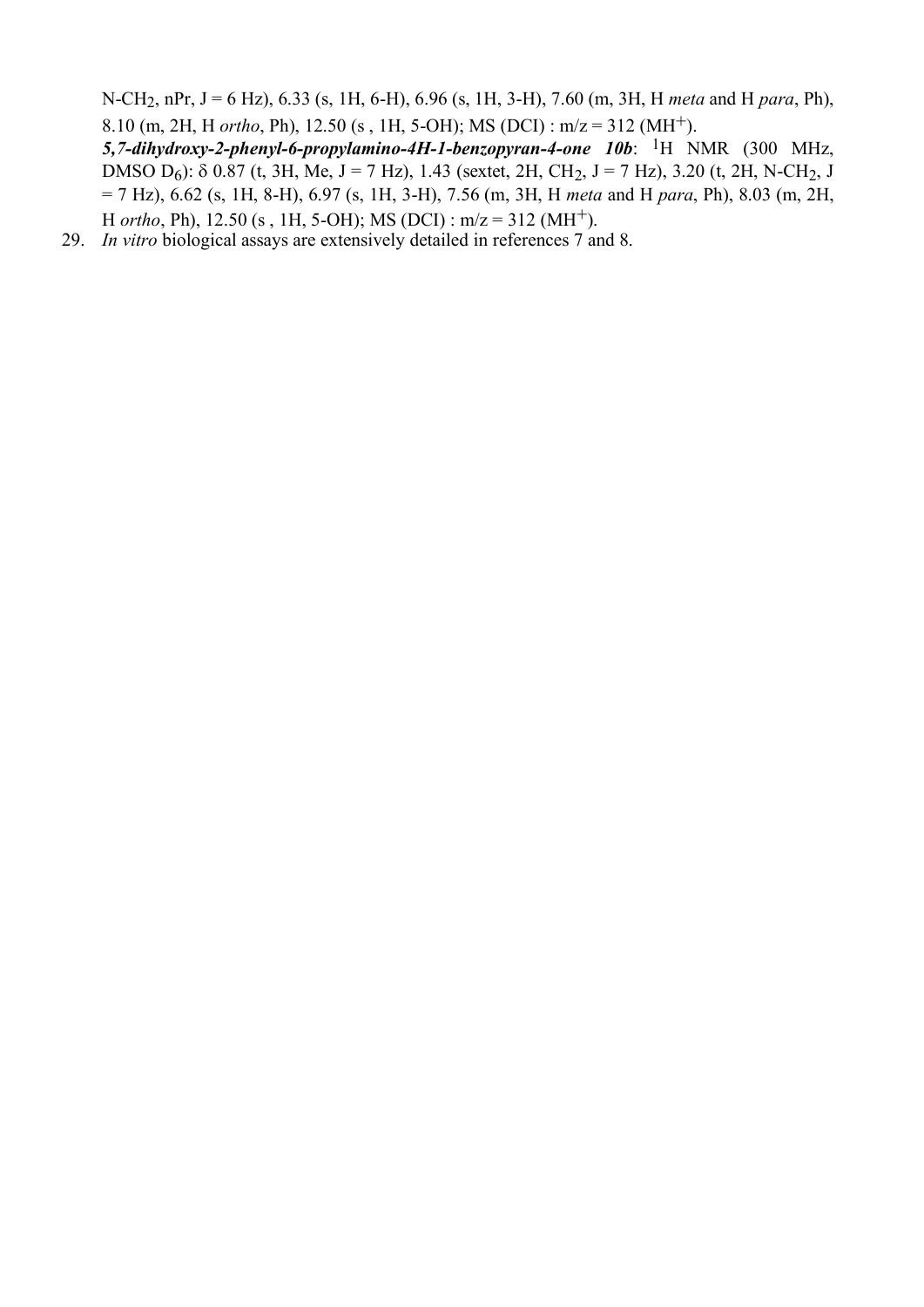N-$CH_2$, nPr, J = 6 Hz), 6.33 (s, 1H, 6-H), 6.96 (s, 1H, 3-H), 7.60 (m, 3H, H *meta* and H *para*, Ph), 8.10 (m, 2H, H *ortho*, Ph), 12.50 (s , 1H, 5-OH); MS (DCI) : m/z = 312 ($MH^+$).

***5,7-dihydroxy-2-phenyl-6-propylamino-4H-1-benzopyran-4-one 10b***: $^1H$ NMR (300 MHz, DMSO $D_6$): δ 0.87 (t, 3H, Me, J = 7 Hz), 1.43 (sextet, 2H, $CH_2$, J = 7 Hz), 3.20 (t, 2H, N-$CH_2$, J = 7 Hz), 6.62 (s, 1H, 8-H), 6.97 (s, 1H, 3-H), 7.56 (m, 3H, H *meta* and H *para*, Ph), 8.03 (m, 2H, H *ortho*, Ph), 12.50 (s , 1H, 5-OH); MS (DCI) : m/z = 312 ($MH^+$).

29. *In vitro* biological assays are extensively detailed in references 7 and 8.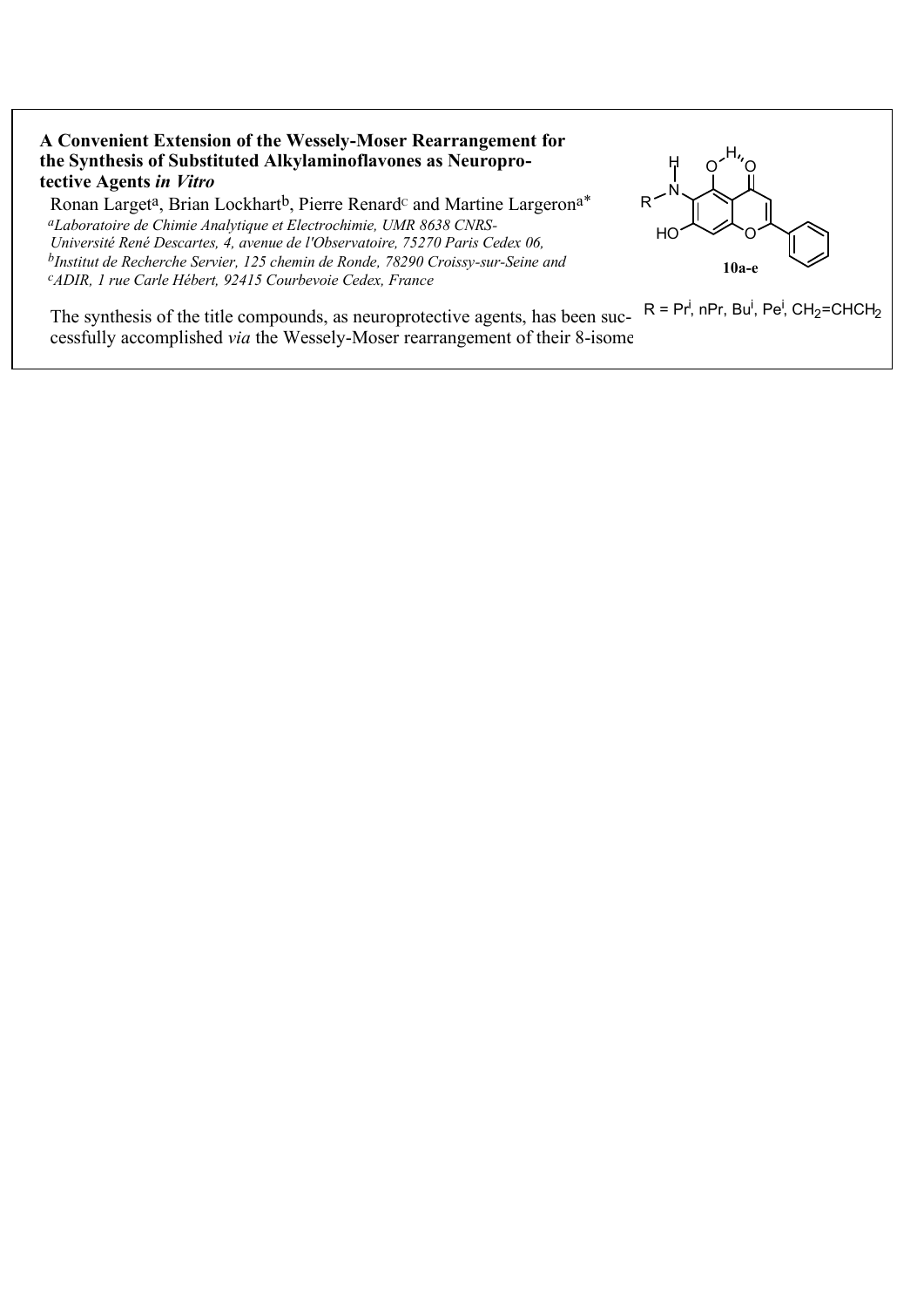**A Convenient Extension of the Wessely-Moser Rearrangement for the Synthesis of Substituted Alkylaminoflavones as Neuroprotective Agents *in Vitro***

Ronan Larget[a], Brian Lockhart[b], Pierre Renard[c] and Martine Largeron[a*]

[a]*Laboratoire de Chimie Analytique et Electrochimie, UMR 8638 CNRS-Université René Descartes, 4, avenue de l'Observatoire, 75270 Paris Cedex 06,*
[b]*Institut de Recherche Servier, 125 chemin de Ronde, 78290 Croissy-sur-Seine and*
[c]*ADIR, 1 rue Carle Hébert, 92415 Courbevoie Cedex, France*

**10a-e**

R = $Pr^i$, nPr, $Bu^i$, $Pe^i$, $CH_2$=$CHCH_2$

The synthesis of the title compounds, as neuroprotective agents, has been successfully accomplished *via* the Wessely-Moser rearrangement of their 8-isome